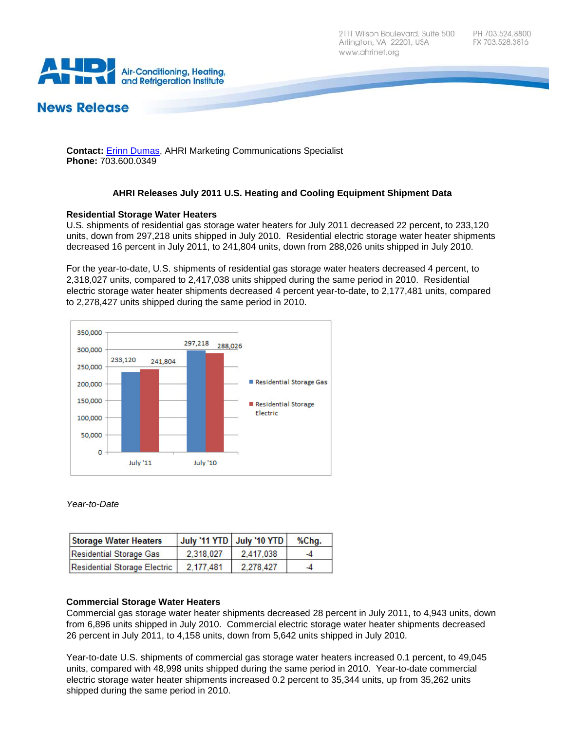2111 Wilson Boulevard, Suite 500
Arlington, VA 22201, USA
www.ahrinet.org

PH 703.524.8800
FX 703.528.3816

Air-Conditioning, Heating, and Refrigeration Institute

# News Release

**Contact:** Erinn Dumas, AHRI Marketing Communications Specialist
**Phone:** 703.600.0349

## AHRI Releases July 2011 U.S. Heating and Cooling Equipment Shipment Data

### Residential Storage Water Heaters

U.S. shipments of residential gas storage water heaters for July 2011 decreased 22 percent, to 233,120 units, down from 297,218 units shipped in July 2010. Residential electric storage water heater shipments decreased 16 percent in July 2011, to 241,804 units, down from 288,026 units shipped in July 2010.

For the year-to-date, U.S. shipments of residential gas storage water heaters decreased 4 percent, to 2,318,027 units, compared to 2,417,038 units shipped during the same period in 2010. Residential electric storage water heater shipments decreased 4 percent year-to-date, to 2,177,481 units, compared to 2,278,427 units shipped during the same period in 2010.

| | July '11 | July '10 |
|---|---|---|
| Residential Storage Gas | 233,120 | 297,218 |
| Residential Storage Electric | 241,804 | 288,026 |

*Year-to-Date*

| Storage Water Heaters | July '11 YTD | July '10 YTD | %Chg. |
|---|---|---|---|
| Residential Storage Gas | 2,318,027 | 2,417,038 | -4 |
| Residential Storage Electric | 2,177,481 | 2,278,427 | -4 |

### Commercial Storage Water Heaters

Commercial gas storage water heater shipments decreased 28 percent in July 2011, to 4,943 units, down from 6,896 units shipped in July 2010. Commercial electric storage water heater shipments decreased 26 percent in July 2011, to 4,158 units, down from 5,642 units shipped in July 2010.

Year-to-date U.S. shipments of commercial gas storage water heaters increased 0.1 percent, to 49,045 units, compared with 48,998 units shipped during the same period in 2010. Year-to-date commercial electric storage water heater shipments increased 0.2 percent to 35,344 units, up from 35,262 units shipped during the same period in 2010.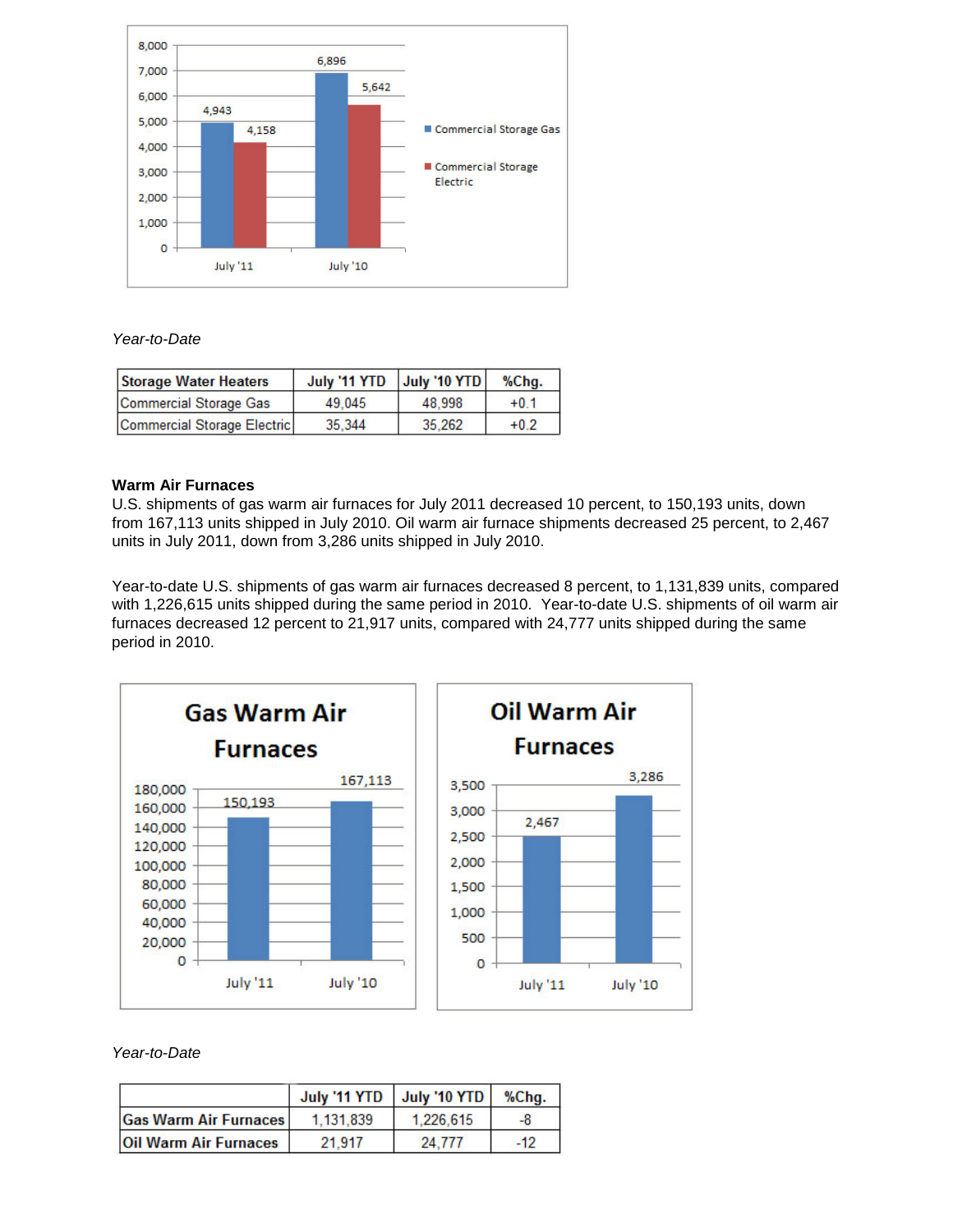*Year-to-Date*

| Storage Water Heaters | July '11 YTD | July '10 YTD | %Chg. |
|---|---|---|---|
| Commercial Storage Gas | 49,045 | 48,998 | +0.1 |
| Commercial Storage Electric | 35,344 | 35,262 | +0.2 |

**Warm Air Furnaces**

U.S. shipments of gas warm air furnaces for July 2011 decreased 10 percent, to 150,193 units, down from 167,113 units shipped in July 2010. Oil warm air furnace shipments decreased 25 percent, to 2,467 units in July 2011, down from 3,286 units shipped in July 2010.

Year-to-date U.S. shipments of gas warm air furnaces decreased 8 percent, to 1,131,839 units, compared with 1,226,615 units shipped during the same period in 2010. Year-to-date U.S. shipments of oil warm air furnaces decreased 12 percent to 21,917 units, compared with 24,777 units shipped during the same period in 2010.

*Year-to-Date*

| | July '11 YTD | July '10 YTD | %Chg. |
|---|---|---|---|
| Gas Warm Air Furnaces | 1,131,839 | 1,226,615 | -8 |
| Oil Warm Air Furnaces | 21,917 | 24,777 | -12 |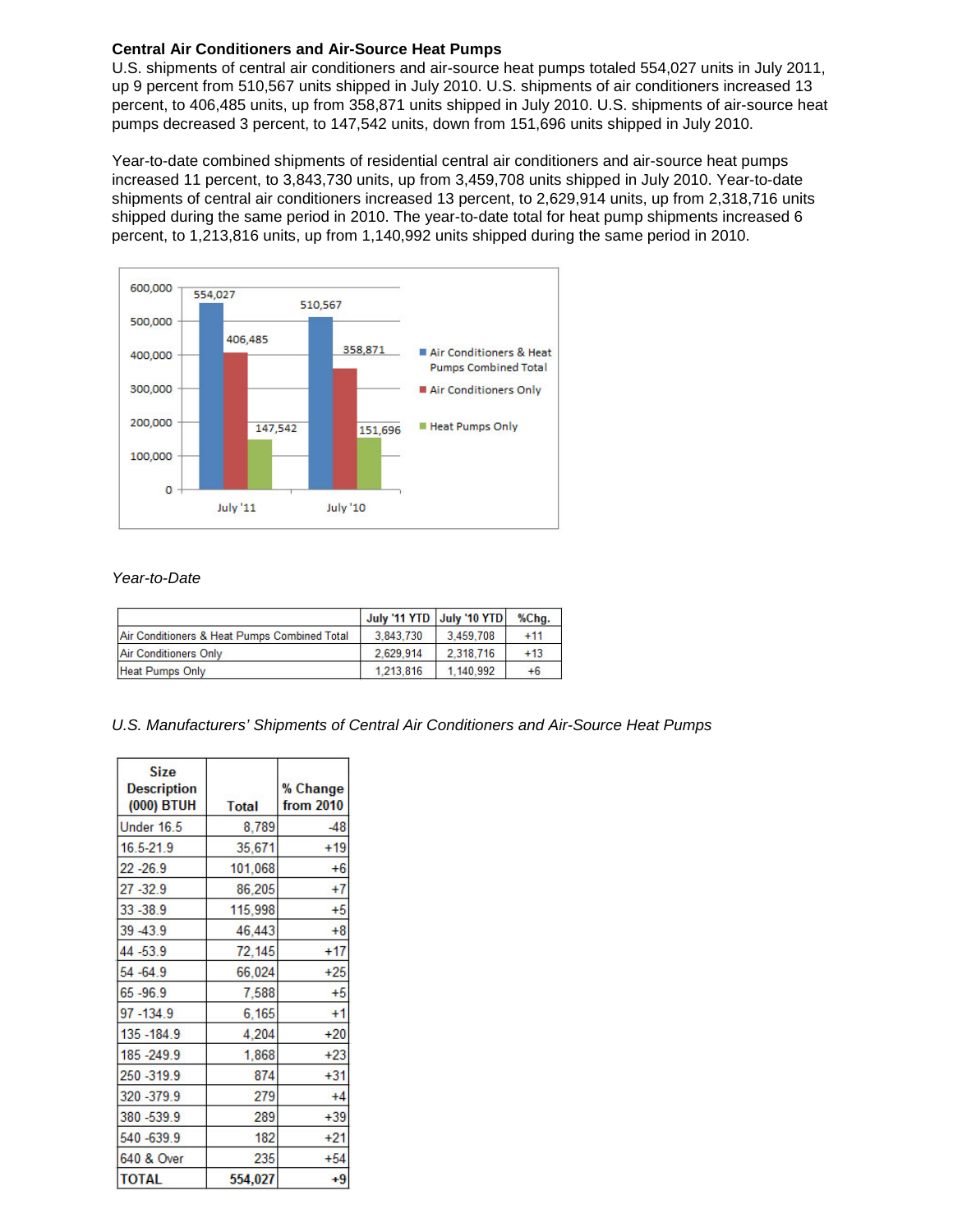**Central Air Conditioners and Air-Source Heat Pumps**

U.S. shipments of central air conditioners and air-source heat pumps totaled 554,027 units in July 2011, up 9 percent from 510,567 units shipped in July 2010. U.S. shipments of air conditioners increased 13 percent, to 406,485 units, up from 358,871 units shipped in July 2010. U.S. shipments of air-source heat pumps decreased 3 percent, to 147,542 units, down from 151,696 units shipped in July 2010.

Year-to-date combined shipments of residential central air conditioners and air-source heat pumps increased 11 percent, to 3,843,730 units, up from 3,459,708 units shipped in July 2010. Year-to-date shipments of central air conditioners increased 13 percent, to 2,629,914 units, up from 2,318,716 units shipped during the same period in 2010. The year-to-date total for heat pump shipments increased 6 percent, to 1,213,816 units, up from 1,140,992 units shipped during the same period in 2010.

| | July '11 | July '10 |
|---|---|---|
| Air Conditioners & Heat Pumps Combined Total | 554,027 | 510,567 |
| Air Conditioners Only | 406,485 | 358,871 |
| Heat Pumps Only | 147,542 | 151,696 |

*Year-to-Date*

| | July '11 YTD | July '10 YTD | %Chg. |
|---|---|---|---|
| Air Conditioners & Heat Pumps Combined Total | 3,843,730 | 3,459,708 | +11 |
| Air Conditioners Only | 2,629,914 | 2,318,716 | +13 |
| Heat Pumps Only | 1,213,816 | 1,140,992 | +6 |

*U.S. Manufacturers' Shipments of Central Air Conditioners and Air-Source Heat Pumps*

| Size Description (000) BTUH | Total | % Change from 2010 |
|---|---|---|
| Under 16.5 | 8,789 | -48 |
| 16.5-21.9 | 35,671 | +19 |
| 22 -26.9 | 101,068 | +6 |
| 27 -32.9 | 86,205 | +7 |
| 33 -38.9 | 115,998 | +5 |
| 39 -43.9 | 46,443 | +8 |
| 44 -53.9 | 72,145 | +17 |
| 54 -64.9 | 66,024 | +25 |
| 65 -96.9 | 7,588 | +5 |
| 97 -134.9 | 6,165 | +1 |
| 135 -184.9 | 4,204 | +20 |
| 185 -249.9 | 1,868 | +23 |
| 250 -319.9 | 874 | +31 |
| 320 -379.9 | 279 | +4 |
| 380 -539.9 | 289 | +39 |
| 540 -639.9 | 182 | +21 |
| 640 & Over | 235 | +54 |
| **TOTAL** | **554,027** | **+9** |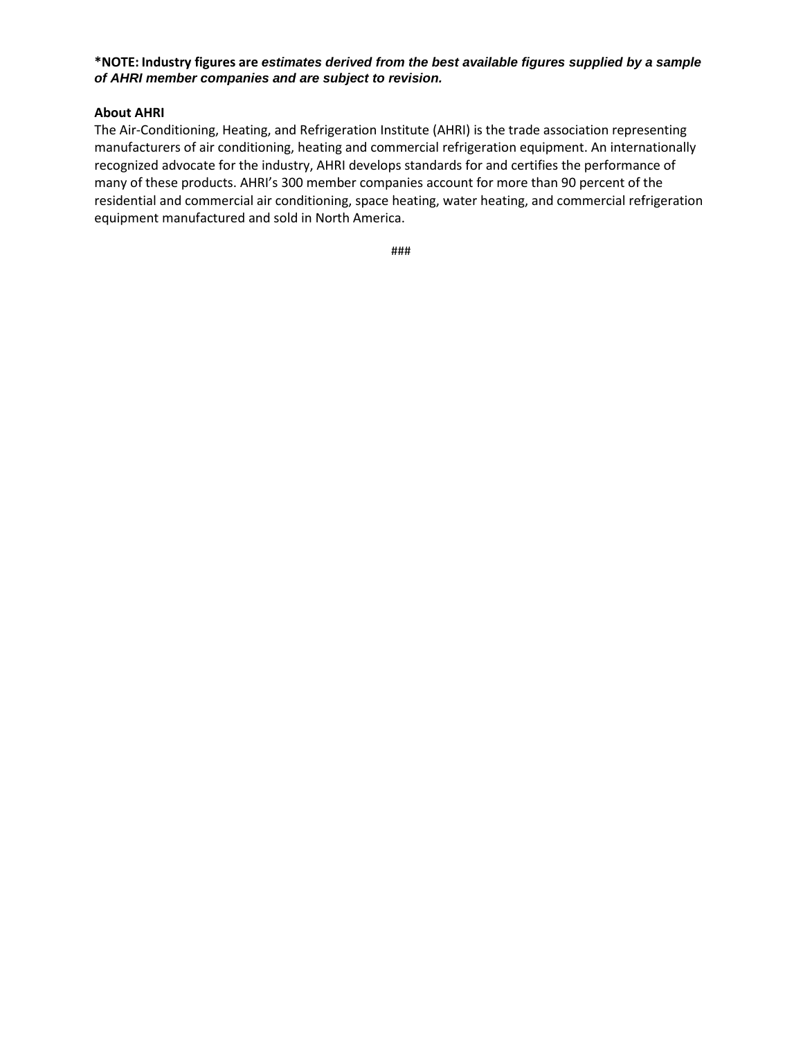**\*NOTE: Industry figures are *estimates derived from the best available figures supplied by a sample of AHRI member companies and are subject to revision.***

**About AHRI**

The Air-Conditioning, Heating, and Refrigeration Institute (AHRI) is the trade association representing manufacturers of air conditioning, heating and commercial refrigeration equipment. An internationally recognized advocate for the industry, AHRI develops standards for and certifies the performance of many of these products. AHRI's 300 member companies account for more than 90 percent of the residential and commercial air conditioning, space heating, water heating, and commercial refrigeration equipment manufactured and sold in North America.

###